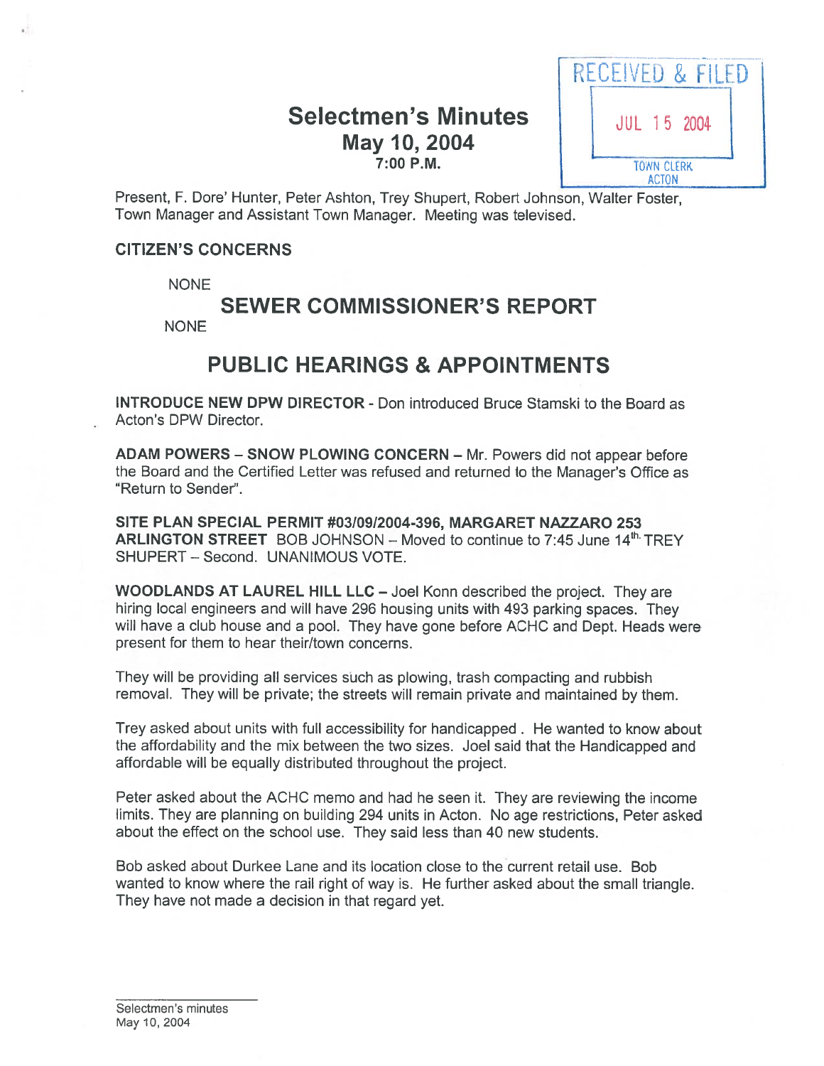# Selectmen's Minutes
## May 10, 2004
### 7:00 P.M.

RECEIVED & FILED
JUL 15 2004
TOWN CLERK
ACTON

Present, F. Dore' Hunter, Peter Ashton, Trey Shupert, Robert Johnson, Walter Foster, Town Manager and Assistant Town Manager. Meeting was televised.

**CITIZEN'S CONCERNS**

NONE

## SEWER COMMISSIONER'S REPORT

NONE

## PUBLIC HEARINGS & APPOINTMENTS

**INTRODUCE NEW DPW DIRECTOR** - Don introduced Bruce Stamski to the Board as Acton's DPW Director.

**ADAM POWERS – SNOW PLOWING CONCERN** – Mr. Powers did not appear before the Board and the Certified Letter was refused and returned to the Manager's Office as "Return to Sender".

**SITE PLAN SPECIAL PERMIT #03/09/2004-396, MARGARET NAZZARO 253 ARLINGTON STREET** BOB JOHNSON – Moved to continue to 7:45 June 14th. TREY SHUPERT – Second. UNANIMOUS VOTE.

**WOODLANDS AT LAUREL HILL LLC** – Joel Konn described the project. They are hiring local engineers and will have 296 housing units with 493 parking spaces. They will have a club house and a pool. They have gone before ACHC and Dept. Heads were present for them to hear their/town concerns.

They will be providing all services such as plowing, trash compacting and rubbish removal. They will be private; the streets will remain private and maintained by them.

Trey asked about units with full accessibility for handicapped . He wanted to know about the affordability and the mix between the two sizes. Joel said that the Handicapped and affordable will be equally distributed throughout the project.

Peter asked about the ACHC memo and had he seen it. They are reviewing the income limits. They are planning on building 294 units in Acton. No age restrictions, Peter asked about the effect on the school use. They said less than 40 new students.

Bob asked about Durkee Lane and its location close to the current retail use. Bob wanted to know where the rail right of way is. He further asked about the small triangle. They have not made a decision in that regard yet.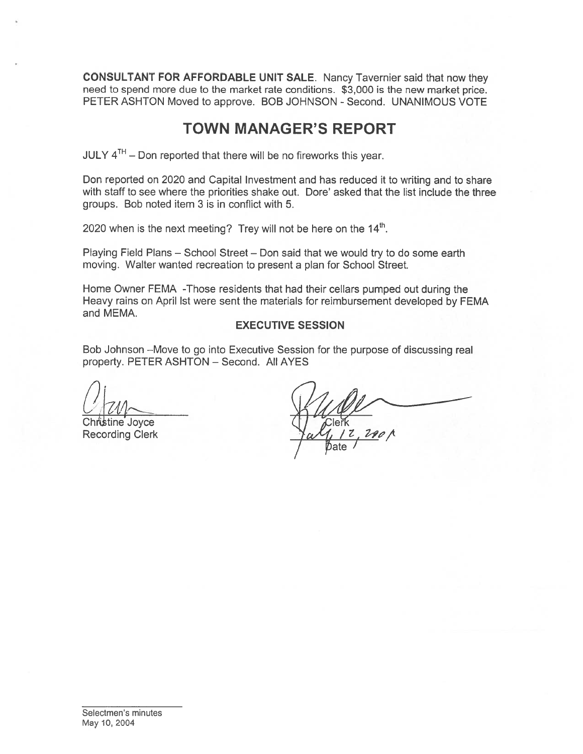**CONSULTANT FOR AFFORDABLE UNIT SALE**. Nancy Tavernier said that now they need to spend more due to the market rate conditions. $3,000 is the new market price. PETER ASHTON Moved to approve. BOB JOHNSON - Second. UNANIMOUS VOTE

## TOWN MANAGER'S REPORT

JULY 4TH – Don reported that there will be no fireworks this year.

Don reported on 2020 and Capital Investment and has reduced it to writing and to share with staff to see where the priorities shake out. Dore' asked that the list include the three groups. Bob noted item 3 is in conflict with 5.

2020 when is the next meeting? Trey will not be here on the 14th.

Playing Field Plans – School Street – Don said that we would try to do some earth moving. Walter wanted recreation to present a plan for School Street.

Home Owner FEMA -Those residents that had their cellars pumped out during the Heavy rains on April lst were sent the materials for reimbursement developed by FEMA and MEMA.

**EXECUTIVE SESSION**

Bob Johnson –Move to go into Executive Session for the purpose of discussing real property. PETER ASHTON – Second. All AYES

Christine Joyce
Recording Clerk

Clerk
July 12, 2004
Date

Selectmen's minutes
May 10, 2004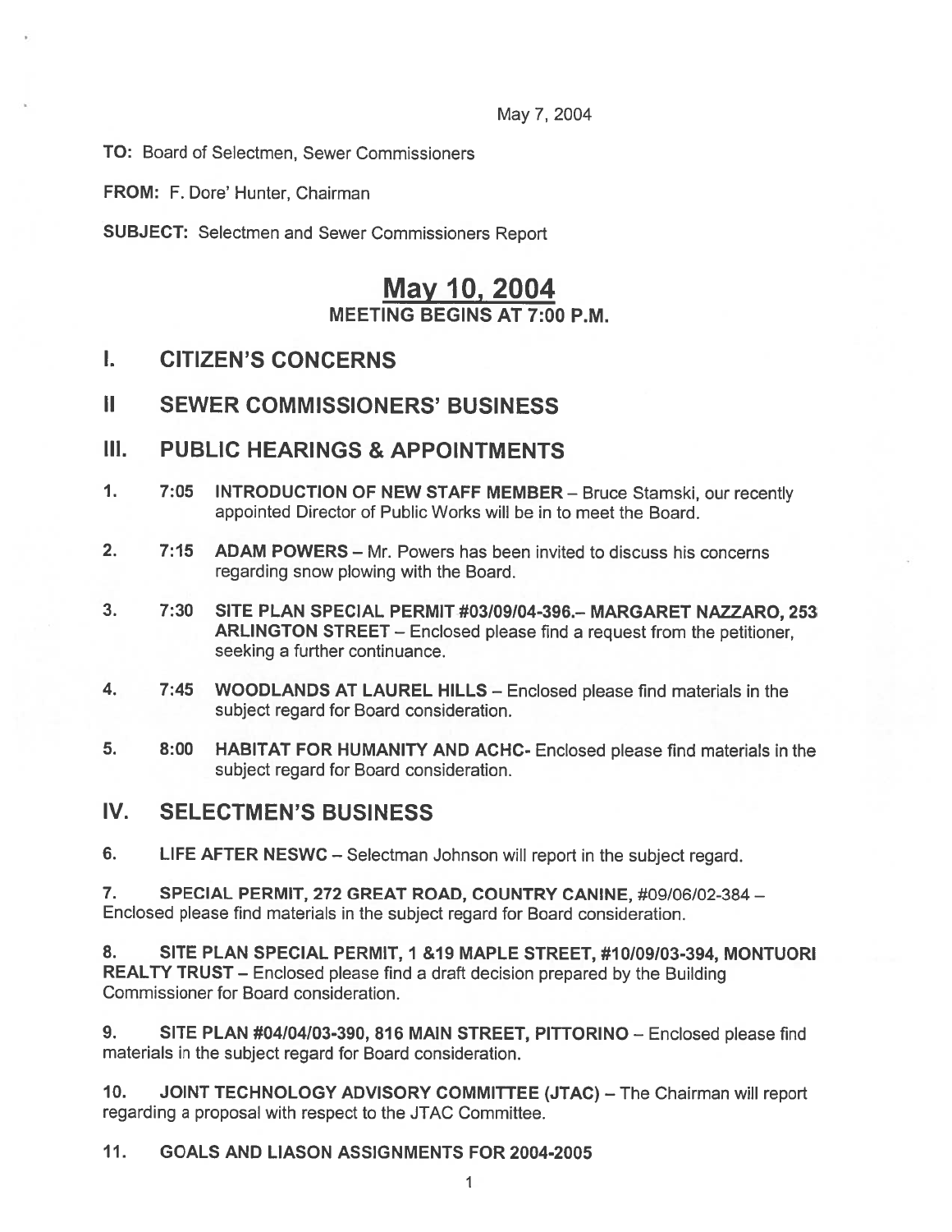May 7, 2004

**TO:** Board of Selectmen, Sewer Commissioners

**FROM:** F. Dore' Hunter, Chairman

**SUBJECT:** Selectmen and Sewer Commissioners Report

# May 10, 2004

**MEETING BEGINS AT 7:00 P.M.**

## I. CITIZEN'S CONCERNS

## II SEWER COMMISSIONERS' BUSINESS

## III. PUBLIC HEARINGS & APPOINTMENTS

1. **7:05 INTRODUCTION OF NEW STAFF MEMBER** – Bruce Stamski, our recently appointed Director of Public Works will be in to meet the Board.

2. **7:15 ADAM POWERS** – Mr. Powers has been invited to discuss his concerns regarding snow plowing with the Board.

3. **7:30 SITE PLAN SPECIAL PERMIT #03/09/04-396.– MARGARET NAZZARO, 253 ARLINGTON STREET** – Enclosed please find a request from the petitioner, seeking a further continuance.

4. **7:45 WOODLANDS AT LAUREL HILLS** – Enclosed please find materials in the subject regard for Board consideration.

5. **8:00 HABITAT FOR HUMANITY AND ACHC-** Enclosed please find materials in the subject regard for Board consideration.

## IV. SELECTMEN'S BUSINESS

6. **LIFE AFTER NESWC** – Selectman Johnson will report in the subject regard.

7. **SPECIAL PERMIT, 272 GREAT ROAD, COUNTRY CANINE, #09/06/02-384** – Enclosed please find materials in the subject regard for Board consideration.

8. **SITE PLAN SPECIAL PERMIT, 1 &19 MAPLE STREET, #10/09/03-394, MONTUORI REALTY TRUST** – Enclosed please find a draft decision prepared by the Building Commissioner for Board consideration.

9. **SITE PLAN #04/04/03-390, 816 MAIN STREET, PITTORINO** – Enclosed please find materials in the subject regard for Board consideration.

10. **JOINT TECHNOLOGY ADVISORY COMMITTEE (JTAC)** – The Chairman will report regarding a proposal with respect to the JTAC Committee.

11. **GOALS AND LIASON ASSIGNMENTS FOR 2004-2005**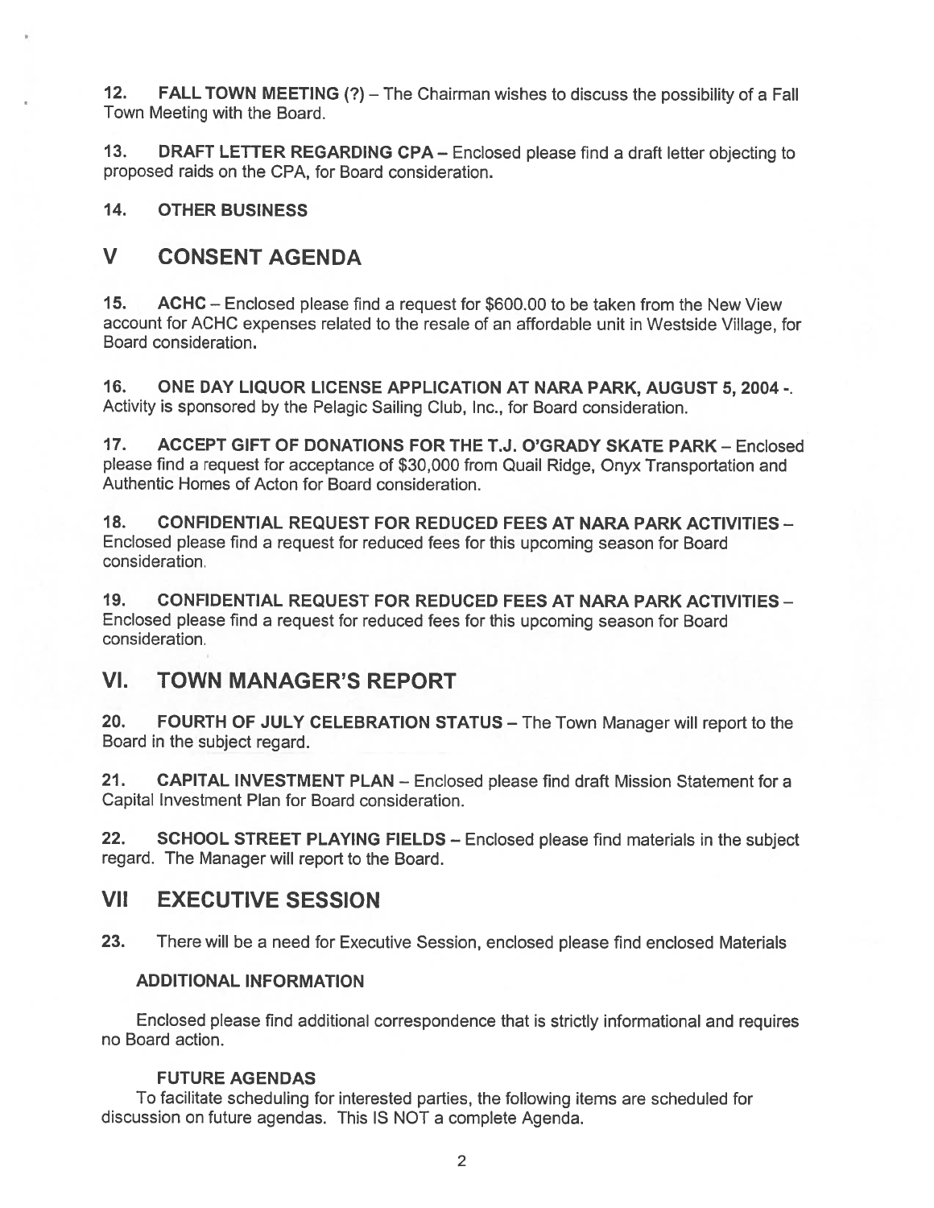**12. FALL TOWN MEETING (?)** – The Chairman wishes to discuss the possibility of a Fall Town Meeting with the Board.

**13. DRAFT LETTER REGARDING CPA** – Enclosed please find a draft letter objecting to proposed raids on the CPA, for Board consideration.

**14. OTHER BUSINESS**

## V CONSENT AGENDA

**15. ACHC** – Enclosed please find a request for $600.00 to be taken from the New View account for ACHC expenses related to the resale of an affordable unit in Westside Village, for Board consideration.

**16. ONE DAY LIQUOR LICENSE APPLICATION AT NARA PARK, AUGUST 5, 2004 -.** Activity is sponsored by the Pelagic Sailing Club, Inc., for Board consideration.

**17. ACCEPT GIFT OF DONATIONS FOR THE T.J. O'GRADY SKATE PARK** – Enclosed please find a request for acceptance of $30,000 from Quail Ridge, Onyx Transportation and Authentic Homes of Acton for Board consideration.

**18. CONFIDENTIAL REQUEST FOR REDUCED FEES AT NARA PARK ACTIVITIES** – Enclosed please find a request for reduced fees for this upcoming season for Board consideration.

**19. CONFIDENTIAL REQUEST FOR REDUCED FEES AT NARA PARK ACTIVITIES** – Enclosed please find a request for reduced fees for this upcoming season for Board consideration.

## VI. TOWN MANAGER'S REPORT

**20. FOURTH OF JULY CELEBRATION STATUS** – The Town Manager will report to the Board in the subject regard.

**21. CAPITAL INVESTMENT PLAN** – Enclosed please find draft Mission Statement for a Capital Investment Plan for Board consideration.

**22. SCHOOL STREET PLAYING FIELDS** – Enclosed please find materials in the subject regard. The Manager will report to the Board.

## VII EXECUTIVE SESSION

**23.** There will be a need for Executive Session, enclosed please find enclosed Materials

### ADDITIONAL INFORMATION

Enclosed please find additional correspondence that is strictly informational and requires no Board action.

### FUTURE AGENDAS

To facilitate scheduling for interested parties, the following items are scheduled for discussion on future agendas. This IS NOT a complete Agenda.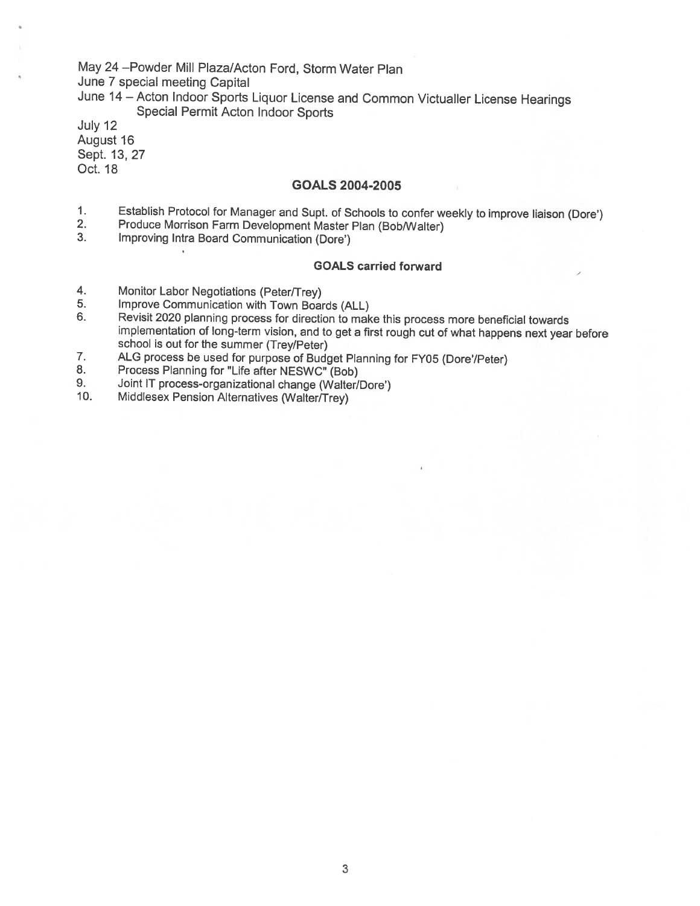May 24 –Powder Mill Plaza/Acton Ford, Storm Water Plan

June 7 special meeting Capital

June 14 – Acton Indoor Sports Liquor License and Common Victualler License Hearings
Special Permit Acton Indoor Sports

July 12

August 16

Sept. 13, 27

Oct. 18

## GOALS 2004-2005

1. Establish Protocol for Manager and Supt. of Schools to confer weekly to improve liaison (Dore')
2. Produce Morrison Farm Development Master Plan (Bob/Walter)
3. Improving Intra Board Communication (Dore')

### GOALS carried forward

4. Monitor Labor Negotiations (Peter/Trey)
5. Improve Communication with Town Boards (ALL)
6. Revisit 2020 planning process for direction to make this process more beneficial towards implementation of long-term vision, and to get a first rough cut of what happens next year before school is out for the summer (Trey/Peter)
7. ALG process be used for purpose of Budget Planning for FY05 (Dore'/Peter)
8. Process Planning for "Life after NESWC" (Bob)
9. Joint IT process-organizational change (Walter/Dore')
10. Middlesex Pension Alternatives (Walter/Trey)